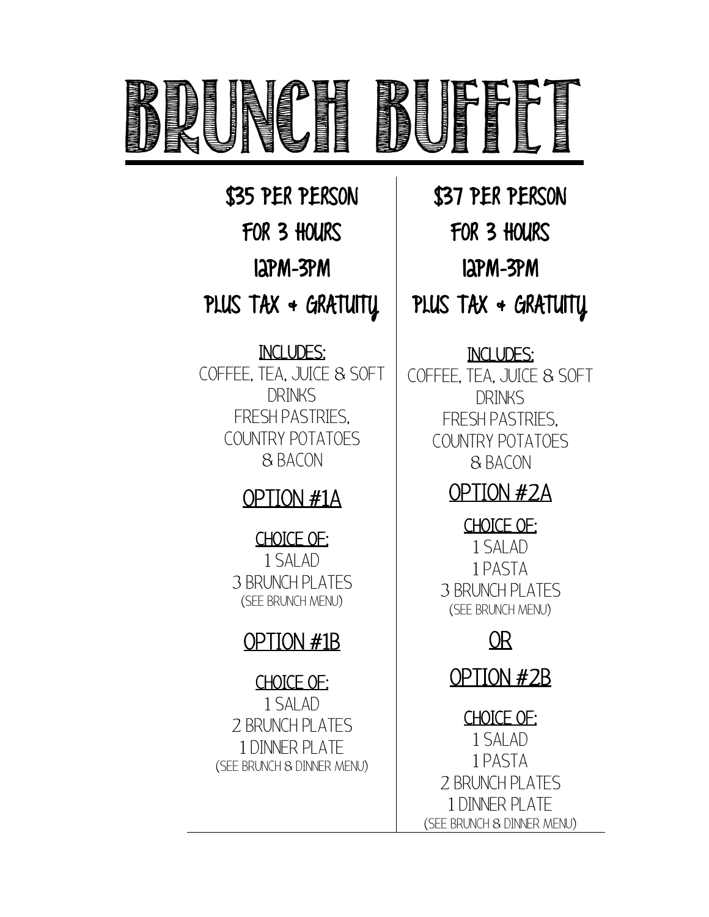# BRUNCH BUFFET

## $35 PER PERSON
## FOR 3 HOURS
## 12PM-3PM
## PLUS TAX + GRATUITY

INCLUDES:

COFFEE, TEA, JUICE & SOFT DRINKS
FRESH PASTRIES,
COUNTRY POTATOES
& BACON

### OPTION #1A

CHOICE OF:

1 SALAD
3 BRUNCH PLATES
(SEE BRUNCH MENU)

### OPTION #1B

CHOICE OF:

1 SALAD
2 BRUNCH PLATES
1 DINNER PLATE
(SEE BRUNCH & DINNER MENU)

## $37 PER PERSON
## FOR 3 HOURS
## 12PM-3PM
## PLUS TAX + GRATUITY

INCLUDES:

COFFEE, TEA, JUICE & SOFT DRINKS
FRESH PASTRIES,
COUNTRY POTATOES
& BACON

### OPTION #2A

CHOICE OF:

1 SALAD
1 PASTA
3 BRUNCH PLATES
(SEE BRUNCH MENU)

### OR

### OPTION #2B

CHOICE OF:

1 SALAD
1 PASTA
2 BRUNCH PLATES
1 DINNER PLATE
(SEE BRUNCH & DINNER MENU)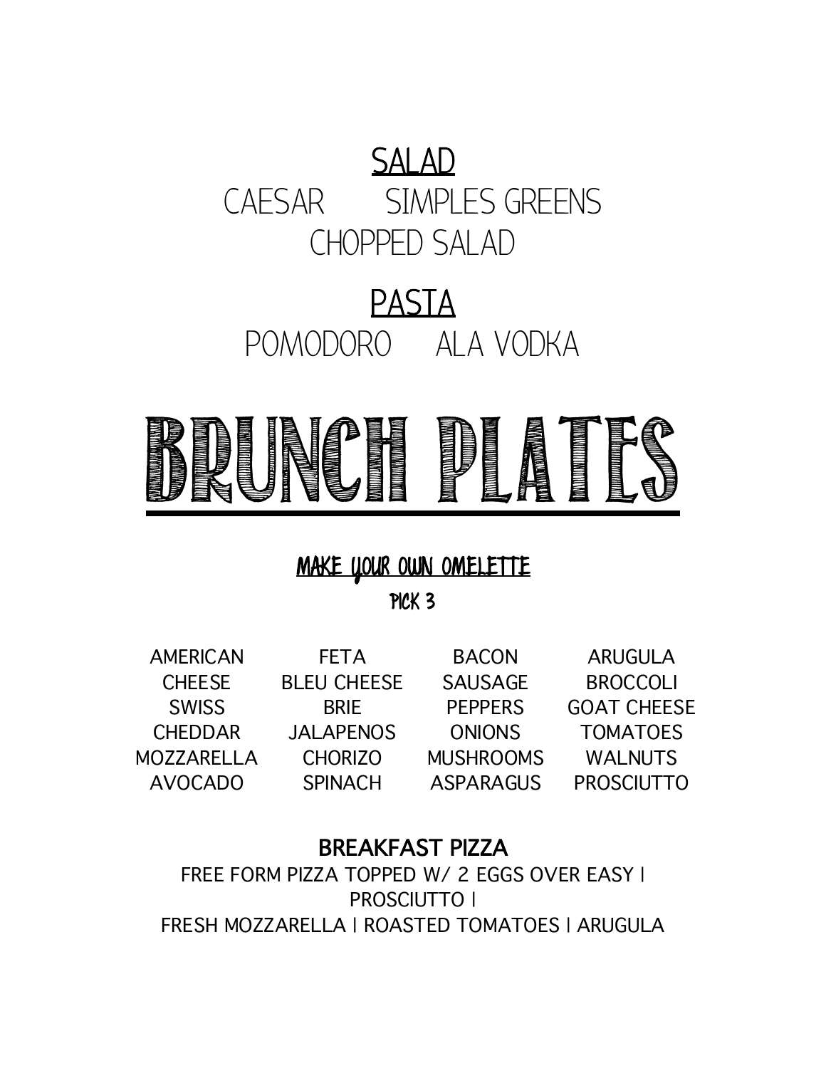## SALAD

CAESAR    SIMPLES GREENS

CHOPPED SALAD

## PASTA

POMODORO    ALA VODKA

# BRUNCH PLATES

### MAKE YOUR OWN OMELETTE

PICK 3

| | | | |
|---|---|---|---|
| AMERICAN | FETA | BACON | ARUGULA |
| CHEESE | BLEU CHEESE | SAUSAGE | BROCCOLI |
| SWISS | BRIE | PEPPERS | GOAT CHEESE |
| CHEDDAR | JALAPENOS | ONIONS | TOMATOES |
| MOZZARELLA | CHORIZO | MUSHROOMS | WALNUTS |
| AVOCADO | SPINACH | ASPARAGUS | PROSCIUTTO |

### BREAKFAST PIZZA

FREE FORM PIZZA TOPPED W/ 2 EGGS OVER EASY | PROSCIUTTO | FRESH MOZZARELLA | ROASTED TOMATOES | ARUGULA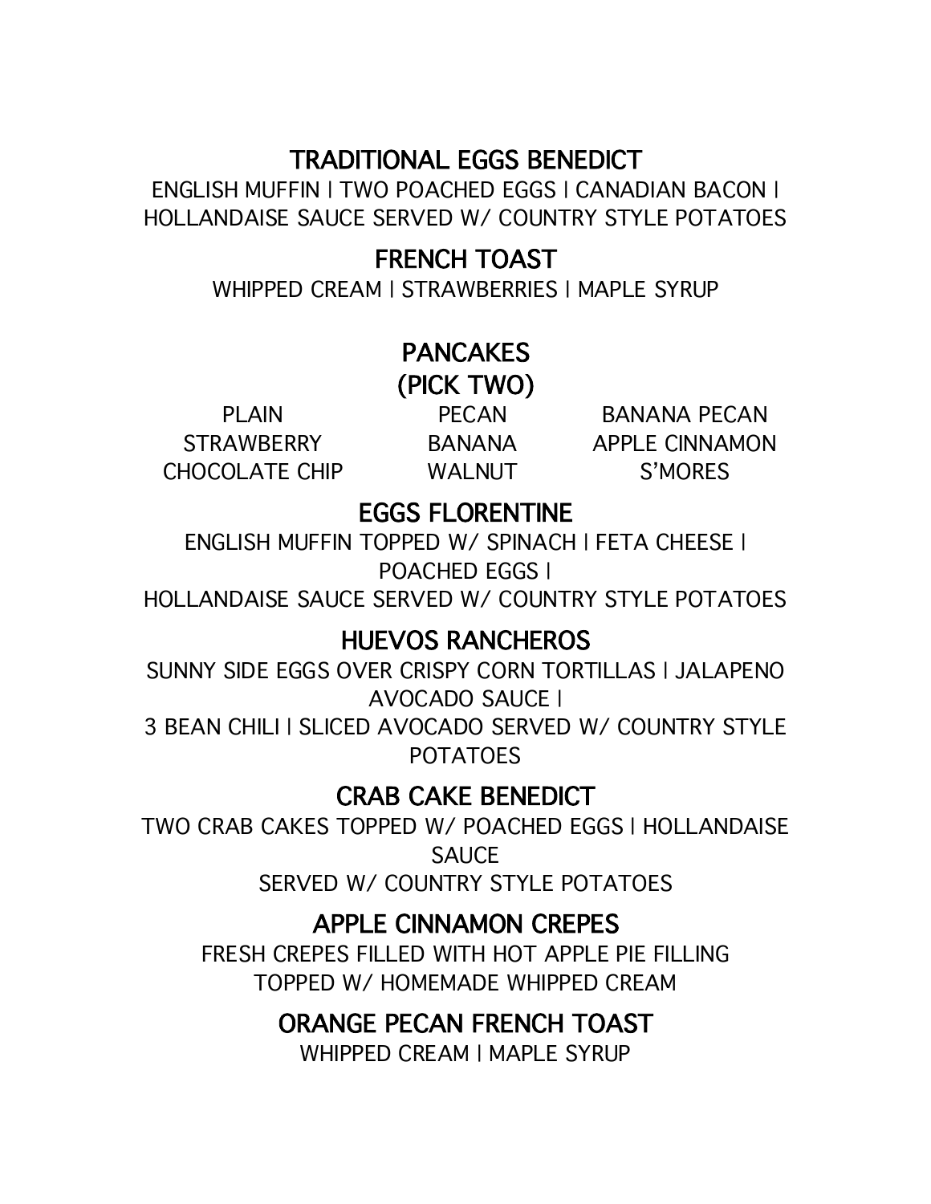## TRADITIONAL EGGS BENEDICT

ENGLISH MUFFIN | TWO POACHED EGGS | CANADIAN BACON |
HOLLANDAISE SAUCE SERVED W/ COUNTRY STYLE POTATOES

## FRENCH TOAST

WHIPPED CREAM | STRAWBERRIES | MAPLE SYRUP

## PANCAKES
## (PICK TWO)

| | | |
|---|---|---|
| PLAIN | PECAN | BANANA PECAN |
| STRAWBERRY | BANANA | APPLE CINNAMON |
| CHOCOLATE CHIP | WALNUT | S'MORES |

## EGGS FLORENTINE

ENGLISH MUFFIN TOPPED W/ SPINACH | FETA CHEESE |
POACHED EGGS |
HOLLANDAISE SAUCE SERVED W/ COUNTRY STYLE POTATOES

## HUEVOS RANCHEROS

SUNNY SIDE EGGS OVER CRISPY CORN TORTILLAS | JALAPENO AVOCADO SAUCE |
3 BEAN CHILI | SLICED AVOCADO SERVED W/ COUNTRY STYLE POTATOES

## CRAB CAKE BENEDICT

TWO CRAB CAKES TOPPED W/ POACHED EGGS | HOLLANDAISE SAUCE
SERVED W/ COUNTRY STYLE POTATOES

## APPLE CINNAMON CREPES

FRESH CREPES FILLED WITH HOT APPLE PIE FILLING
TOPPED W/ HOMEMADE WHIPPED CREAM

## ORANGE PECAN FRENCH TOAST

WHIPPED CREAM | MAPLE SYRUP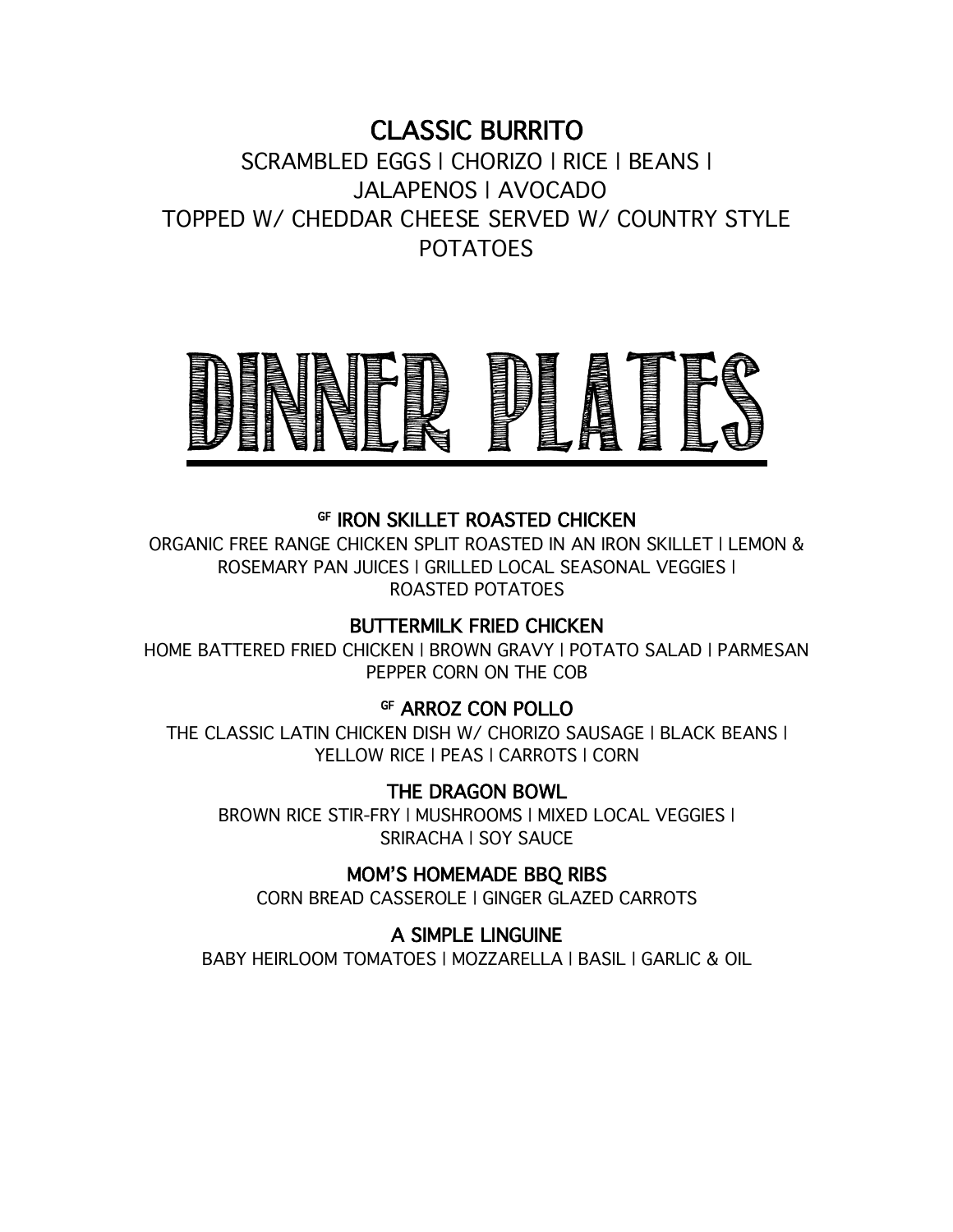### CLASSIC BURRITO

SCRAMBLED EGGS | CHORIZO | RICE | BEANS | JALAPENOS | AVOCADO
TOPPED W/ CHEDDAR CHEESE SERVED W/ COUNTRY STYLE POTATOES

# DINNER PLATES

### GF IRON SKILLET ROASTED CHICKEN

ORGANIC FREE RANGE CHICKEN SPLIT ROASTED IN AN IRON SKILLET | LEMON & ROSEMARY PAN JUICES | GRILLED LOCAL SEASONAL VEGGIES | ROASTED POTATOES

### BUTTERMILK FRIED CHICKEN

HOME BATTERED FRIED CHICKEN | BROWN GRAVY | POTATO SALAD | PARMESAN PEPPER CORN ON THE COB

### GF ARROZ CON POLLO

THE CLASSIC LATIN CHICKEN DISH W/ CHORIZO SAUSAGE | BLACK BEANS | YELLOW RICE | PEAS | CARROTS | CORN

### THE DRAGON BOWL

BROWN RICE STIR-FRY | MUSHROOMS | MIXED LOCAL VEGGIES | SRIRACHA | SOY SAUCE

### MOM'S HOMEMADE BBQ RIBS

CORN BREAD CASSEROLE | GINGER GLAZED CARROTS

### A SIMPLE LINGUINE

BABY HEIRLOOM TOMATOES | MOZZARELLA | BASIL | GARLIC & OIL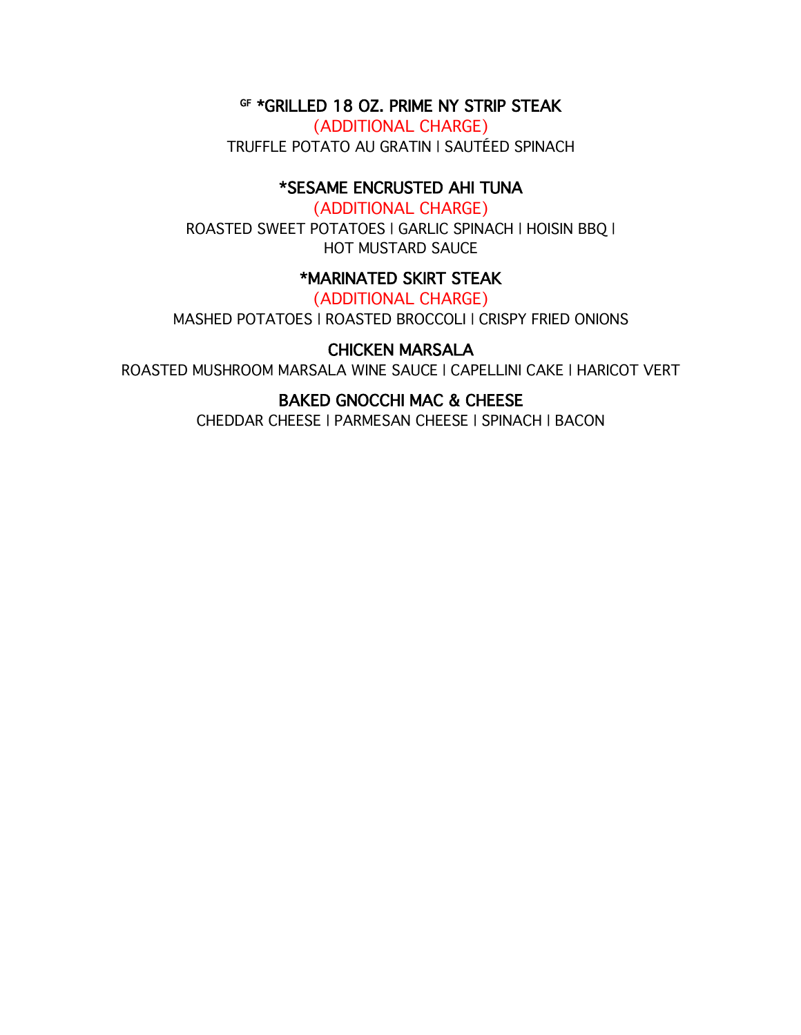### GF *GRILLED 18 OZ. PRIME NY STRIP STEAK

(ADDITIONAL CHARGE)

TRUFFLE POTATO AU GRATIN | SAUTÉED SPINACH

### *SESAME ENCRUSTED AHI TUNA

(ADDITIONAL CHARGE)

ROASTED SWEET POTATOES | GARLIC SPINACH | HOISIN BBQ | HOT MUSTARD SAUCE

### *MARINATED SKIRT STEAK

(ADDITIONAL CHARGE)

MASHED POTATOES | ROASTED BROCCOLI | CRISPY FRIED ONIONS

### CHICKEN MARSALA

ROASTED MUSHROOM MARSALA WINE SAUCE | CAPELLINI CAKE | HARICOT VERT

### BAKED GNOCCHI MAC & CHEESE

CHEDDAR CHEESE | PARMESAN CHEESE | SPINACH | BACON